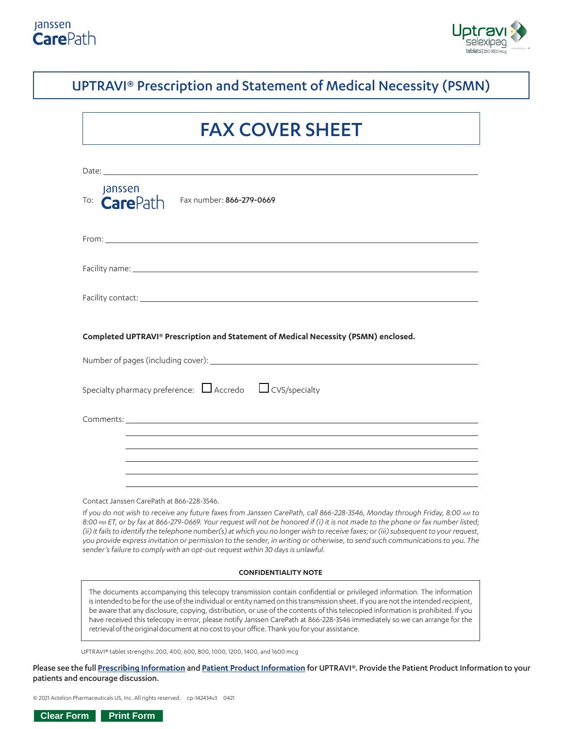Janssen **Care**Path

Uptravi selexipag tablets | 200-1600 mcg

# UPTRAVI® Prescription and Statement of Medical Necessity (PSMN)

## FAX COVER SHEET

Date: ______________________________

To: Janssen **Care**Path    Fax number: **866-279-0669**

From: ______________________________

Facility name: ______________________________

Facility contact: ______________________________

**Completed UPTRAVI® Prescription and Statement of Medical Necessity (PSMN) enclosed.**

Number of pages (including cover): ______________________________

Specialty pharmacy preference: ☐ Accredo ☐ CVS/specialty

Comments: ______________________________

Contact Janssen CarePath at 866-228-3546.

*If you do not wish to receive any future faxes from Janssen CarePath, call 866-228-3546, Monday through Friday, 8:00 AM to 8:00 PM ET, or by fax at 866-279-0669. Your request will not be honored if (i) it is not made to the phone or fax number listed; (ii) it fails to identify the telephone number(s) at which you no longer wish to receive faxes; or (iii) subsequent to your request, you provide express invitation or permission to the sender, in writing or otherwise, to send such communications to you. The sender's failure to comply with an opt-out request within 30 days is unlawful.*

**CONFIDENTIALITY NOTE**

The documents accompanying this telecopy transmission contain confidential or privileged information. The information is intended to be for the use of the individual or entity named on this transmission sheet. If you are not the intended recipient, be aware that any disclosure, copying, distribution, or use of the contents of this telecopied information is prohibited. If you have received this telecopy in error, please notify Janssen CarePath at 866-228-3546 immediately so we can arrange for the retrieval of the original document at no cost to your office. Thank you for your assistance.

UPTRAVI® tablet strengths: 200, 400, 600, 800, 1000, 1200, 1400, and 1600 mcg

**Please see the full Prescribing Information and Patient Product Information for UPTRAVI®. Provide the Patient Product Information to your patients and encourage discussion.**

© 2021 Actelion Pharmaceuticals US, Inc. All rights reserved. cp-142434v3 0421

Clear Form    Print Form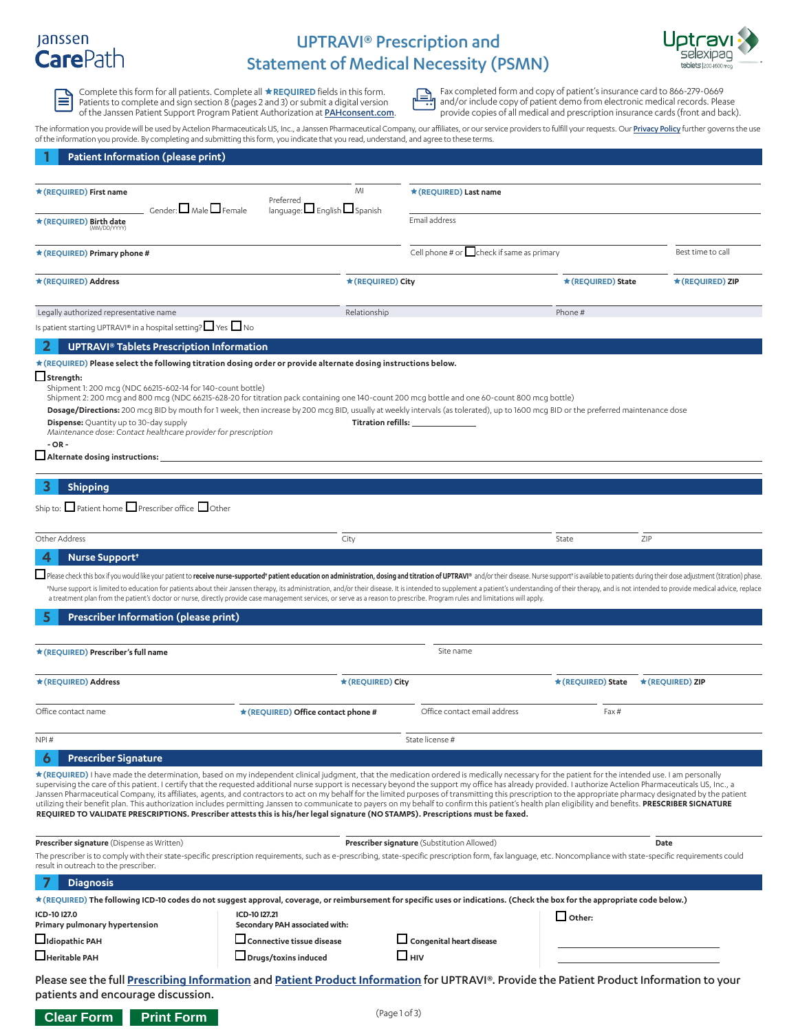Janssen CarePath

# UPTRAVI® Prescription and Statement of Medical Necessity (PSMN)

Uptravi selexipag tablets | 200-1600 mcg

Complete this form for all patients. Complete all ★REQUIRED fields in this form. Patients to complete and sign section 8 (pages 2 and 3) or submit a digital version of the Janssen Patient Support Program Patient Authorization at PAHconsent.com.

Fax completed form and copy of patient's insurance card to 866-279-0669 and/or include copy of patient demo from electronic medical records. Please provide copies of all medical and prescription insurance cards (front and back).

The information you provide will be used by Actelion Pharmaceuticals US, Inc., a Janssen Pharmaceutical Company, our affiliates, or our service providers to fulfill your requests. Our Privacy Policy further governs the use of the information you provide. By completing and submitting this form, you indicate that you read, understand, and agree to these terms.

## 1 Patient Information (please print)

★(REQUIRED) First name | MI | ★(REQUIRED) Last name

★(REQUIRED) Birth date (MM/DD/YYYY) | Gender: ☐ Male ☐ Female | Preferred language: ☐ English ☐ Spanish | Email address

★(REQUIRED) Primary phone # | Cell phone # or ☐ check if same as primary | Best time to call

★(REQUIRED) Address | ★(REQUIRED) City | ★(REQUIRED) State | ★(REQUIRED) ZIP

Legally authorized representative name | Relationship | Phone #

Is patient starting UPTRAVI® in a hospital setting? ☐ Yes ☐ No

## 2 UPTRAVI® Tablets Prescription Information

★(REQUIRED) **Please select the following titration dosing order or provide alternate dosing instructions below.**

☐ **Strength:**
Shipment 1: 200 mcg (NDC 66215-602-14 for 140-count bottle)
Shipment 2: 200 mcg and 800 mcg (NDC 66215-628-20 for titration pack containing one 140-count 200 mcg bottle and one 60-count 800 mcg bottle)

**Dosage/Directions:** 200 mcg BID by mouth for 1 week, then increase by 200 mcg BID, usually at weekly intervals (as tolerated), up to 1600 mcg BID or the preferred maintenance dose

**Dispense:** Quantity up to 30-day supply | **Titration refills:** ________

*Maintenance dose: Contact healthcare provider for prescription*

**- OR -**

☐ **Alternate dosing instructions:** ________

## 3 Shipping

Ship to: ☐ Patient home ☐ Prescriber office ☐ Other

Other Address | City | State | ZIP

## 4 Nurse Support†

☐ Please check this box if you would like your patient to **receive nurse-supported† patient education on administration, dosing and titration of UPTRAVI®** and/or their disease. Nurse support† is available to patients during their dose adjustment (titration) phase.

†Nurse support is limited to education for patients about their Janssen therapy, its administration, and/or their disease. It is intended to supplement a patient's understanding of their therapy, and is not intended to provide medical advice, replace a treatment plan from the patient's doctor or nurse, directly provide case management services, or serve as a reason to prescribe. Program rules and limitations will apply.

## 5 Prescriber Information (please print)

★(REQUIRED) Prescriber's full name | Site name

★(REQUIRED) Address | ★(REQUIRED) City | ★(REQUIRED) State | ★(REQUIRED) ZIP

Office contact name | ★(REQUIRED) Office contact phone # | Office contact email address | Fax #

NPI # | State license #

## 6 Prescriber Signature

★(REQUIRED) I have made the determination, based on my independent clinical judgment, that the medication ordered is medically necessary for the patient for the intended use. I am personally supervising the care of this patient. I certify that the requested additional nurse support is necessary beyond the support my office has already provided. I authorize Actelion Pharmaceuticals US, Inc., a Janssen Pharmaceutical Company, its affiliates, agents, and contractors to act on my behalf for the limited purposes of transmitting this prescription to the appropriate pharmacy designated by the patient utilizing their benefit plan. This authorization includes permitting Janssen to communicate to payers on my behalf to confirm this patient's health plan eligibility and benefits. **PRESCRIBER SIGNATURE REQUIRED TO VALIDATE PRESCRIPTIONS. Prescriber attests this is his/her legal signature (NO STAMPS). Prescriptions must be faxed.**

**Prescriber signature** (Dispense as Written) | **Prescriber signature** (Substitution Allowed) | **Date**

The prescriber is to comply with their state-specific prescription requirements, such as e-prescribing, state-specific prescription form, fax language, etc. Noncompliance with state-specific requirements could result in outreach to the prescriber.

## 7 Diagnosis

★(REQUIRED) **The following ICD-10 codes do not suggest approval, coverage, or reimbursement for specific uses or indications. (Check the box for the appropriate code below.)**

**ICD-10 I27.0**
**Primary pulmonary hypertension**
☐ **Idiopathic PAH**
☐ **Heritable PAH**

**ICD-10 I27.21**
**Secondary PAH associated with:**
☐ **Connective tissue disease**
☐ **Drugs/toxins induced**
☐ **Congenital heart disease**
☐ **HIV**

☐ **Other:** ________

Please see the full Prescribing Information and Patient Product Information for UPTRAVI®. Provide the Patient Product Information to your patients and encourage discussion.

Clear Form | Print Form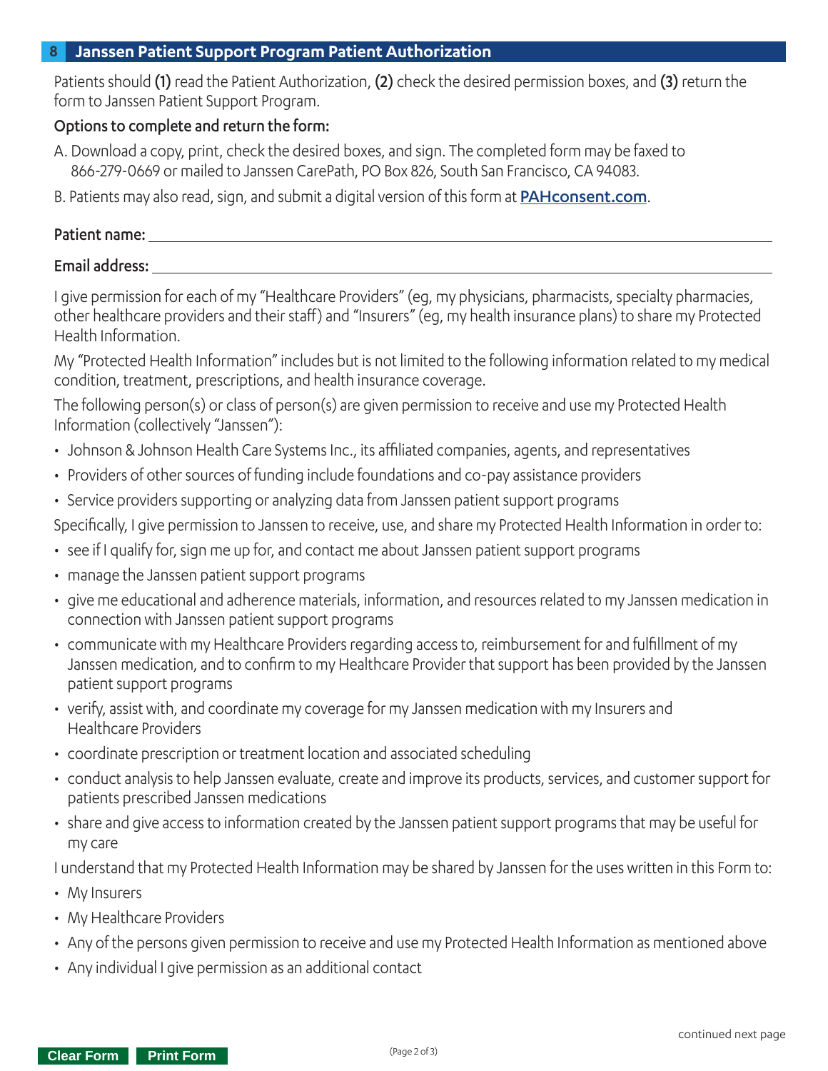## 8 Janssen Patient Support Program Patient Authorization

Patients should **(1)** read the Patient Authorization, **(2)** check the desired permission boxes, and **(3)** return the form to Janssen Patient Support Program.

**Options to complete and return the form:**

A. Download a copy, print, check the desired boxes, and sign. The completed form may be faxed to 866-279-0669 or mailed to Janssen CarePath, PO Box 826, South San Francisco, CA 94083.

B. Patients may also read, sign, and submit a digital version of this form at **PAHconsent.com**.

**Patient name:** ______________________________

**Email address:** ______________________________

I give permission for each of my "Healthcare Providers" (eg, my physicians, pharmacists, specialty pharmacies, other healthcare providers and their staff) and "Insurers" (eg, my health insurance plans) to share my Protected Health Information.

My "Protected Health Information" includes but is not limited to the following information related to my medical condition, treatment, prescriptions, and health insurance coverage.

The following person(s) or class of person(s) are given permission to receive and use my Protected Health Information (collectively "Janssen"):

- Johnson & Johnson Health Care Systems Inc., its affiliated companies, agents, and representatives
- Providers of other sources of funding include foundations and co-pay assistance providers
- Service providers supporting or analyzing data from Janssen patient support programs

Specifically, I give permission to Janssen to receive, use, and share my Protected Health Information in order to:

- see if I qualify for, sign me up for, and contact me about Janssen patient support programs
- manage the Janssen patient support programs
- give me educational and adherence materials, information, and resources related to my Janssen medication in connection with Janssen patient support programs
- communicate with my Healthcare Providers regarding access to, reimbursement for and fulfillment of my Janssen medication, and to confirm to my Healthcare Provider that support has been provided by the Janssen patient support programs
- verify, assist with, and coordinate my coverage for my Janssen medication with my Insurers and Healthcare Providers
- coordinate prescription or treatment location and associated scheduling
- conduct analysis to help Janssen evaluate, create and improve its products, services, and customer support for patients prescribed Janssen medications
- share and give access to information created by the Janssen patient support programs that may be useful for my care

I understand that my Protected Health Information may be shared by Janssen for the uses written in this Form to:

- My Insurers
- My Healthcare Providers
- Any of the persons given permission to receive and use my Protected Health Information as mentioned above
- Any individual I give permission as an additional contact

continued next page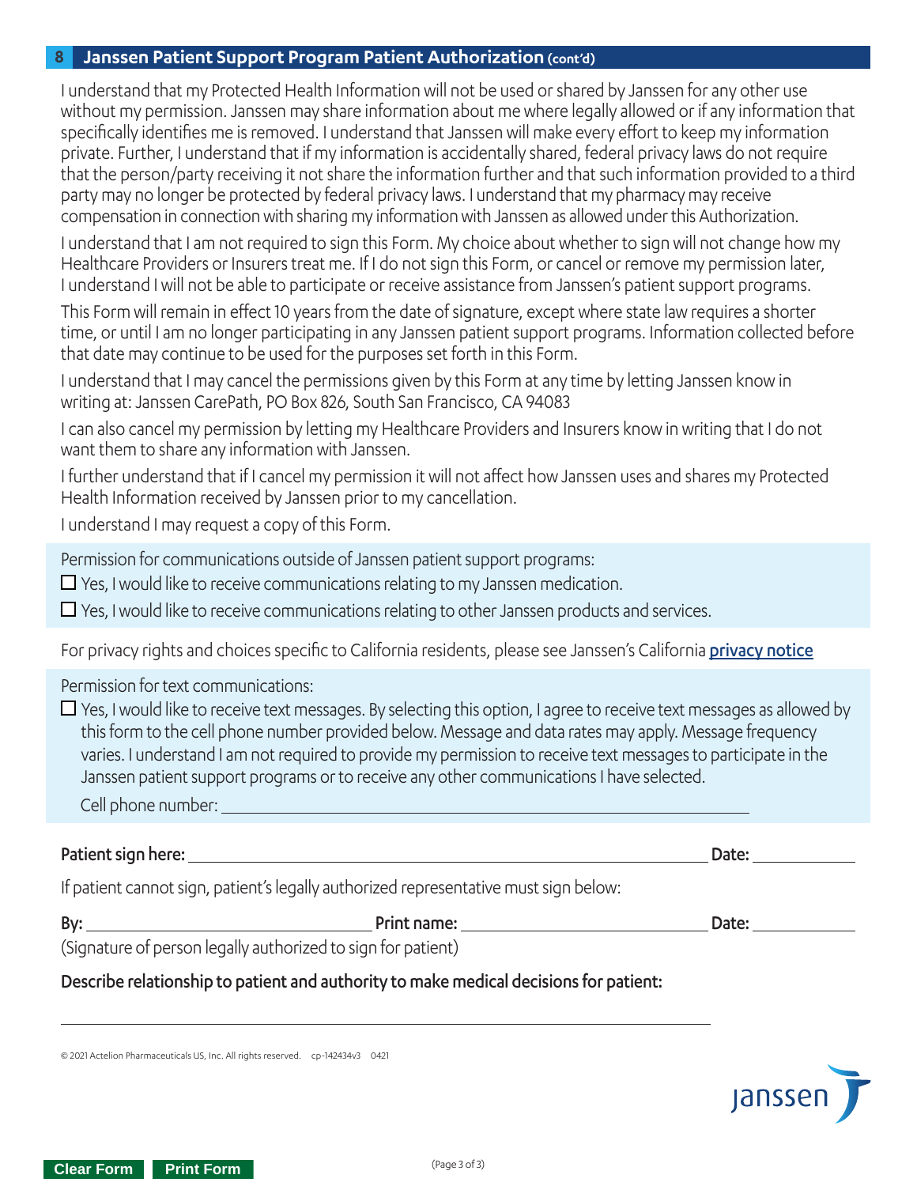## 8 Janssen Patient Support Program Patient Authorization (cont'd)

I understand that my Protected Health Information will not be used or shared by Janssen for any other use without my permission. Janssen may share information about me where legally allowed or if any information that specifically identifies me is removed. I understand that Janssen will make every effort to keep my information private. Further, I understand that if my information is accidentally shared, federal privacy laws do not require that the person/party receiving it not share the information further and that such information provided to a third party may no longer be protected by federal privacy laws. I understand that my pharmacy may receive compensation in connection with sharing my information with Janssen as allowed under this Authorization.

I understand that I am not required to sign this Form. My choice about whether to sign will not change how my Healthcare Providers or Insurers treat me. If I do not sign this Form, or cancel or remove my permission later, I understand I will not be able to participate or receive assistance from Janssen's patient support programs.

This Form will remain in effect 10 years from the date of signature, except where state law requires a shorter time, or until I am no longer participating in any Janssen patient support programs. Information collected before that date may continue to be used for the purposes set forth in this Form.

I understand that I may cancel the permissions given by this Form at any time by letting Janssen know in writing at: Janssen CarePath, PO Box 826, South San Francisco, CA 94083

I can also cancel my permission by letting my Healthcare Providers and Insurers know in writing that I do not want them to share any information with Janssen.

I further understand that if I cancel my permission it will not affect how Janssen uses and shares my Protected Health Information received by Janssen prior to my cancellation.

I understand I may request a copy of this Form.

Permission for communications outside of Janssen patient support programs:

☐ Yes, I would like to receive communications relating to my Janssen medication.

☐ Yes, I would like to receive communications relating to other Janssen products and services.

For privacy rights and choices specific to California residents, please see Janssen's California **privacy notice**

Permission for text communications:

☐ Yes, I would like to receive text messages. By selecting this option, I agree to receive text messages as allowed by this form to the cell phone number provided below. Message and data rates may apply. Message frequency varies. I understand I am not required to provide my permission to receive text messages to participate in the Janssen patient support programs or to receive any other communications I have selected.

Cell phone number: ______________________________

**Patient sign here:** ______________________________ **Date:** __________

If patient cannot sign, patient's legally authorized representative must sign below:

**By:** ____________________ **Print name:** ____________________ **Date:** __________

(Signature of person legally authorized to sign for patient)

**Describe relationship to patient and authority to make medical decisions for patient:**

______________________________

© 2021 Actelion Pharmaceuticals US, Inc. All rights reserved. cp-142434v3 0421

janssen

Clear Form Print Form